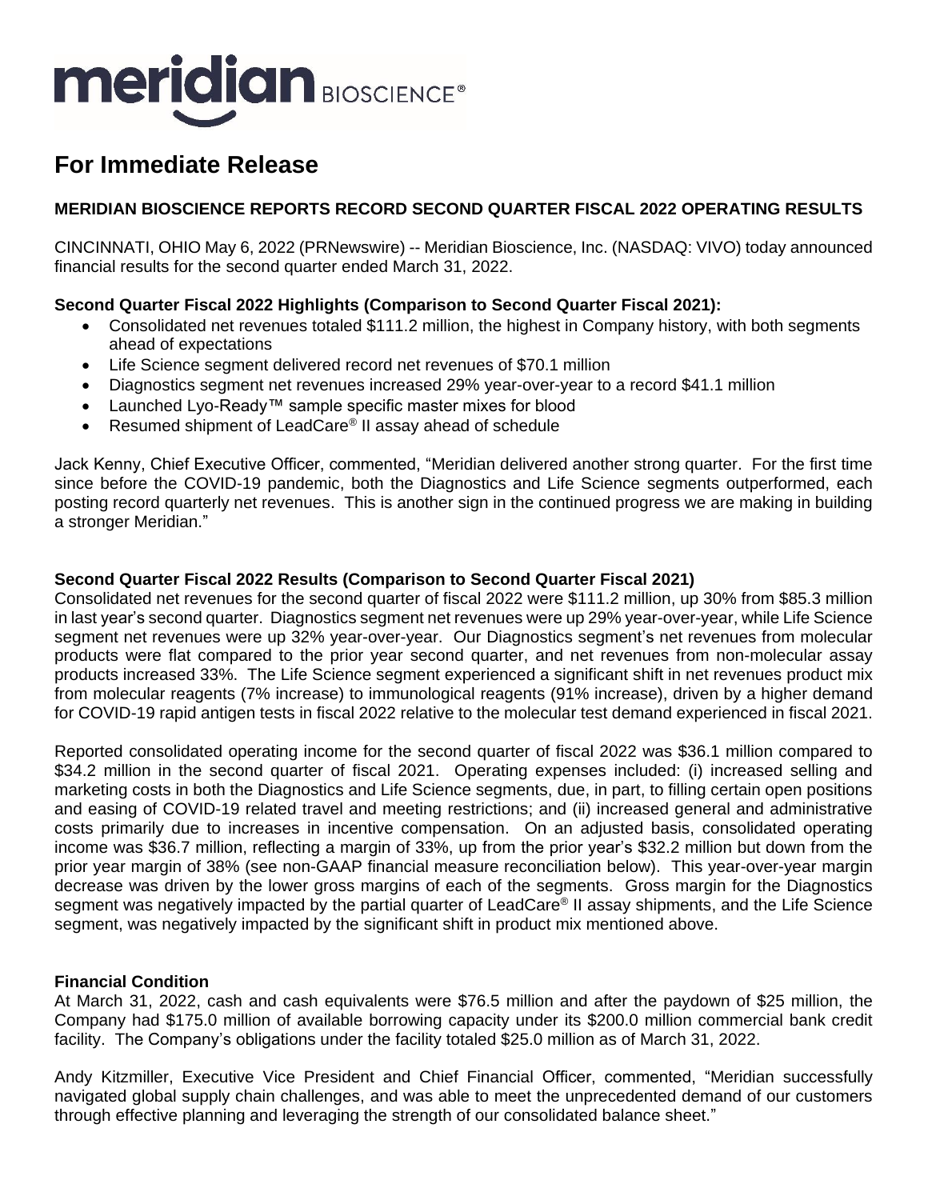# For Immediate Release

**MERIDIAN BIOSCIENCE REPORTS RECORD SECOND QUARTER FISCAL 2022 OPERATING RESULTS**

CINCINNATI, OHIO May 6, 2022 (PRNewswire) -- Meridian Bioscience, Inc. (NASDAQ: VIVO) today announced financial results for the second quarter ended March 31, 2022.

**Second Quarter Fiscal 2022 Highlights (Comparison to Second Quarter Fiscal 2021):**

- Consolidated net revenues totaled $111.2 million, the highest in Company history, with both segments ahead of expectations
- Life Science segment delivered record net revenues of $70.1 million
- Diagnostics segment net revenues increased 29% year-over-year to a record $41.1 million
- Launched Lyo-Ready™ sample specific master mixes for blood
- Resumed shipment of LeadCare® II assay ahead of schedule

Jack Kenny, Chief Executive Officer, commented, "Meridian delivered another strong quarter. For the first time since before the COVID-19 pandemic, both the Diagnostics and Life Science segments outperformed, each posting record quarterly net revenues. This is another sign in the continued progress we are making in building a stronger Meridian."

**Second Quarter Fiscal 2022 Results (Comparison to Second Quarter Fiscal 2021)**

Consolidated net revenues for the second quarter of fiscal 2022 were $111.2 million, up 30% from $85.3 million in last year's second quarter. Diagnostics segment net revenues were up 29% year-over-year, while Life Science segment net revenues were up 32% year-over-year. Our Diagnostics segment's net revenues from molecular products were flat compared to the prior year second quarter, and net revenues from non-molecular assay products increased 33%. The Life Science segment experienced a significant shift in net revenues product mix from molecular reagents (7% increase) to immunological reagents (91% increase), driven by a higher demand for COVID-19 rapid antigen tests in fiscal 2022 relative to the molecular test demand experienced in fiscal 2021.

Reported consolidated operating income for the second quarter of fiscal 2022 was $36.1 million compared to $34.2 million in the second quarter of fiscal 2021. Operating expenses included: (i) increased selling and marketing costs in both the Diagnostics and Life Science segments, due, in part, to filling certain open positions and easing of COVID-19 related travel and meeting restrictions; and (ii) increased general and administrative costs primarily due to increases in incentive compensation. On an adjusted basis, consolidated operating income was $36.7 million, reflecting a margin of 33%, up from the prior year's $32.2 million but down from the prior year margin of 38% (see non-GAAP financial measure reconciliation below). This year-over-year margin decrease was driven by the lower gross margins of each of the segments. Gross margin for the Diagnostics segment was negatively impacted by the partial quarter of LeadCare® II assay shipments, and the Life Science segment, was negatively impacted by the significant shift in product mix mentioned above.

**Financial Condition**

At March 31, 2022, cash and cash equivalents were $76.5 million and after the paydown of $25 million, the Company had $175.0 million of available borrowing capacity under its $200.0 million commercial bank credit facility. The Company's obligations under the facility totaled $25.0 million as of March 31, 2022.

Andy Kitzmiller, Executive Vice President and Chief Financial Officer, commented, "Meridian successfully navigated global supply chain challenges, and was able to meet the unprecedented demand of our customers through effective planning and leveraging the strength of our consolidated balance sheet."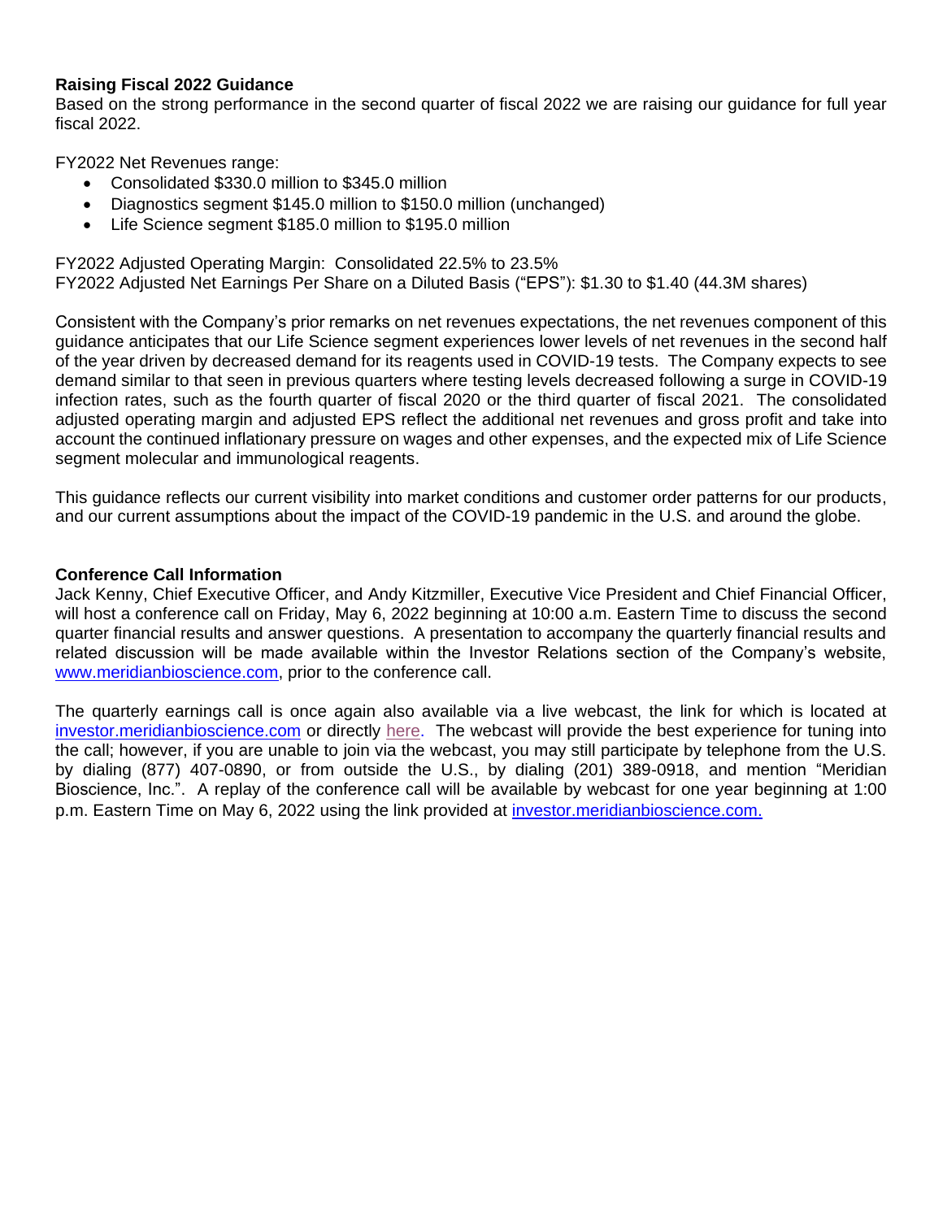**Raising Fiscal 2022 Guidance**

Based on the strong performance in the second quarter of fiscal 2022 we are raising our guidance for full year fiscal 2022.

FY2022 Net Revenues range:

- Consolidated $330.0 million to $345.0 million
- Diagnostics segment $145.0 million to $150.0 million (unchanged)
- Life Science segment $185.0 million to $195.0 million

FY2022 Adjusted Operating Margin: Consolidated 22.5% to 23.5%
FY2022 Adjusted Net Earnings Per Share on a Diluted Basis ("EPS"): $1.30 to $1.40 (44.3M shares)

Consistent with the Company's prior remarks on net revenues expectations, the net revenues component of this guidance anticipates that our Life Science segment experiences lower levels of net revenues in the second half of the year driven by decreased demand for its reagents used in COVID-19 tests. The Company expects to see demand similar to that seen in previous quarters where testing levels decreased following a surge in COVID-19 infection rates, such as the fourth quarter of fiscal 2020 or the third quarter of fiscal 2021. The consolidated adjusted operating margin and adjusted EPS reflect the additional net revenues and gross profit and take into account the continued inflationary pressure on wages and other expenses, and the expected mix of Life Science segment molecular and immunological reagents.

This guidance reflects our current visibility into market conditions and customer order patterns for our products, and our current assumptions about the impact of the COVID-19 pandemic in the U.S. and around the globe.

**Conference Call Information**

Jack Kenny, Chief Executive Officer, and Andy Kitzmiller, Executive Vice President and Chief Financial Officer, will host a conference call on Friday, May 6, 2022 beginning at 10:00 a.m. Eastern Time to discuss the second quarter financial results and answer questions. A presentation to accompany the quarterly financial results and related discussion will be made available within the Investor Relations section of the Company's website, www.meridianbioscience.com, prior to the conference call.

The quarterly earnings call is once again also available via a live webcast, the link for which is located at investor.meridianbioscience.com or directly here. The webcast will provide the best experience for tuning into the call; however, if you are unable to join via the webcast, you may still participate by telephone from the U.S. by dialing (877) 407-0890, or from outside the U.S., by dialing (201) 389-0918, and mention "Meridian Bioscience, Inc.". A replay of the conference call will be available by webcast for one year beginning at 1:00 p.m. Eastern Time on May 6, 2022 using the link provided at investor.meridianbioscience.com.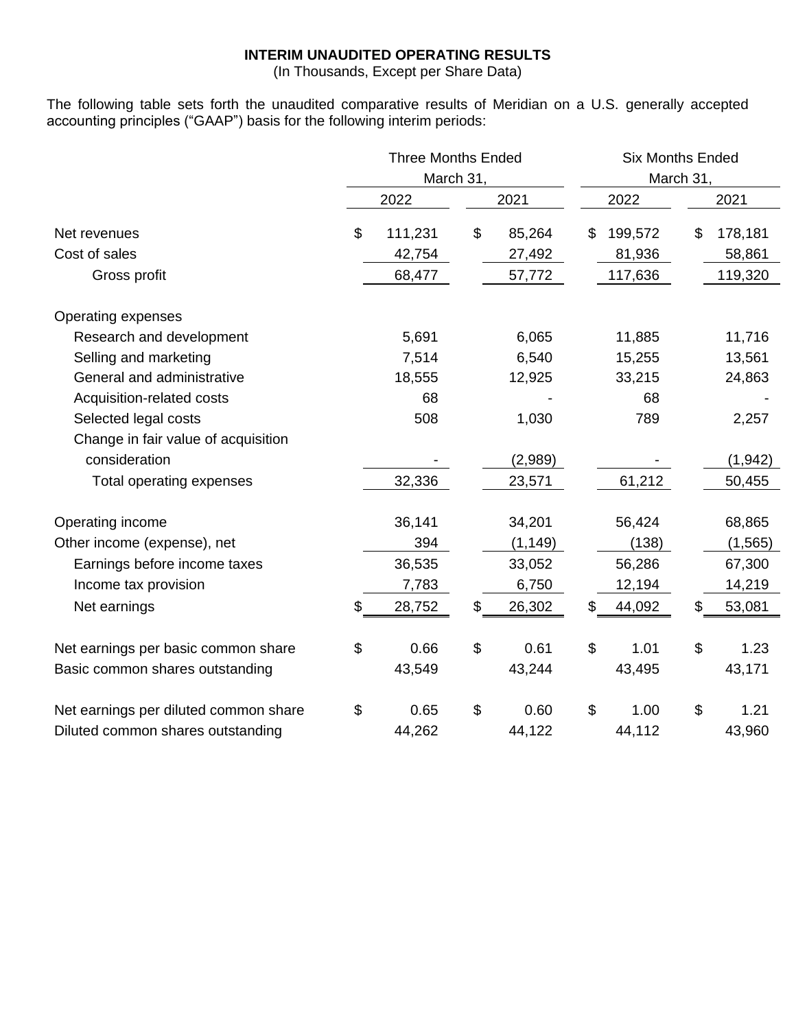**INTERIM UNAUDITED OPERATING RESULTS**

(In Thousands, Except per Share Data)

The following table sets forth the unaudited comparative results of Meridian on a U.S. generally accepted accounting principles ("GAAP") basis for the following interim periods:

| | Three Months Ended March 31, | | Six Months Ended March 31, | |
|---|---|---|---|---|
| | 2022 | 2021 | 2022 | 2021 |
| Net revenues | $ 111,231 | $ 85,264 | $ 199,572 | $ 178,181 |
| Cost of sales | 42,754 | 27,492 | 81,936 | 58,861 |
| Gross profit | 68,477 | 57,772 | 117,636 | 119,320 |
| Operating expenses | | | | |
| Research and development | 5,691 | 6,065 | 11,885 | 11,716 |
| Selling and marketing | 7,514 | 6,540 | 15,255 | 13,561 |
| General and administrative | 18,555 | 12,925 | 33,215 | 24,863 |
| Acquisition-related costs | 68 | - | 68 | - |
| Selected legal costs | 508 | 1,030 | 789 | 2,257 |
| Change in fair value of acquisition consideration | - | (2,989) | - | (1,942) |
| Total operating expenses | 32,336 | 23,571 | 61,212 | 50,455 |
| Operating income | 36,141 | 34,201 | 56,424 | 68,865 |
| Other income (expense), net | 394 | (1,149) | (138) | (1,565) |
| Earnings before income taxes | 36,535 | 33,052 | 56,286 | 67,300 |
| Income tax provision | 7,783 | 6,750 | 12,194 | 14,219 |
| Net earnings | $ 28,752 | $ 26,302 | $ 44,092 | $ 53,081 |
| Net earnings per basic common share | $ 0.66 | $ 0.61 | $ 1.01 | $ 1.23 |
| Basic common shares outstanding | 43,549 | 43,244 | 43,495 | 43,171 |
| Net earnings per diluted common share | $ 0.65 | $ 0.60 | $ 1.00 | $ 1.21 |
| Diluted common shares outstanding | 44,262 | 44,122 | 44,112 | 43,960 |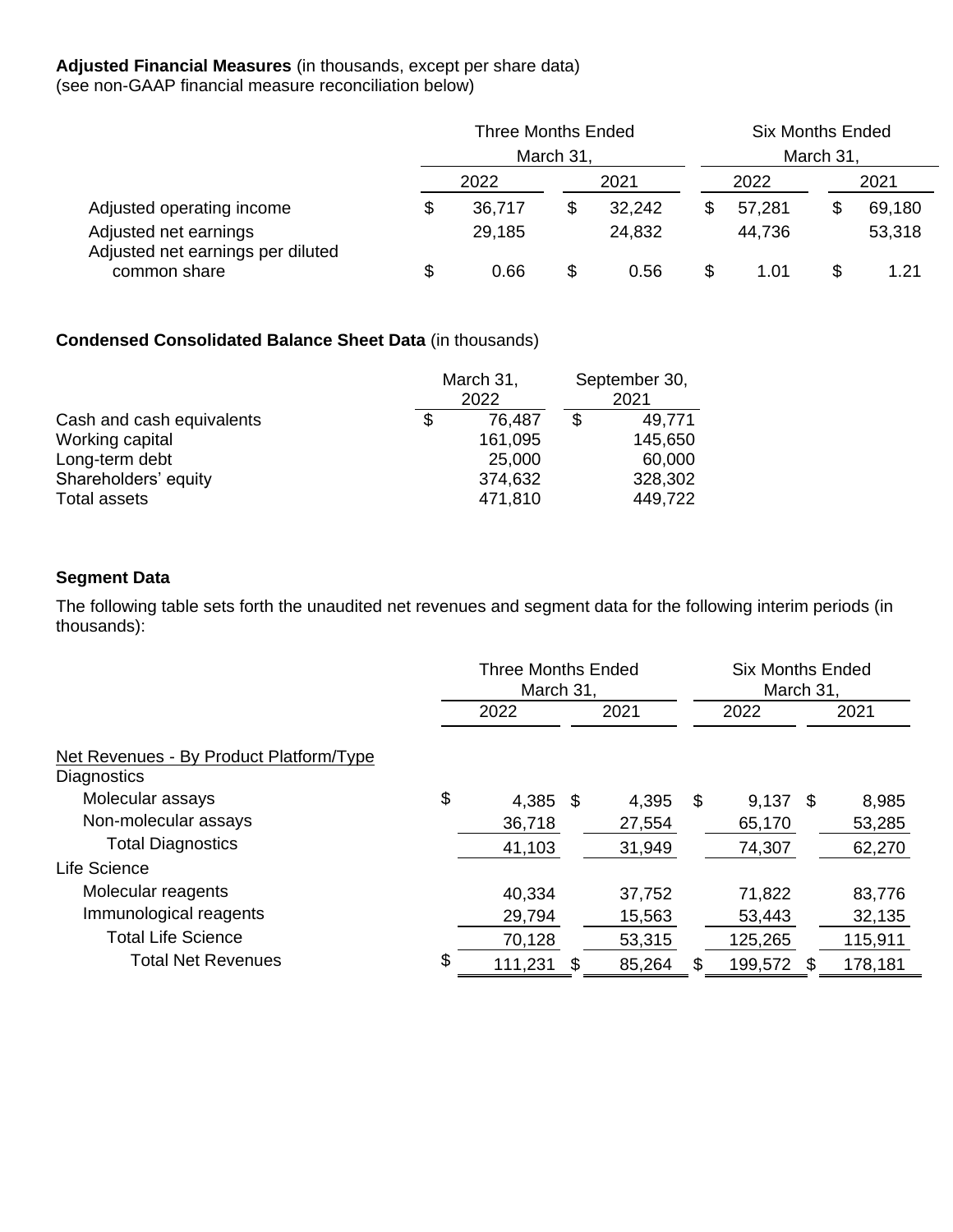**Adjusted Financial Measures** (in thousands, except per share data)
(see non-GAAP financial measure reconciliation below)

| | Three Months Ended March 31, | | Six Months Ended March 31, | |
|---|---|---|---|---|
| | 2022 | 2021 | 2022 | 2021 |
| Adjusted operating income | $ 36,717 | $ 32,242 | $ 57,281 | $ 69,180 |
| Adjusted net earnings | 29,185 | 24,832 | 44,736 | 53,318 |
| Adjusted net earnings per diluted common share | $ 0.66 | $ 0.56 | $ 1.01 | $ 1.21 |

**Condensed Consolidated Balance Sheet Data** (in thousands)

| | March 31, 2022 | September 30, 2021 |
|---|---|---|
| Cash and cash equivalents | $ 76,487 | $ 49,771 |
| Working capital | 161,095 | 145,650 |
| Long-term debt | 25,000 | 60,000 |
| Shareholders' equity | 374,632 | 328,302 |
| Total assets | 471,810 | 449,722 |

**Segment Data**

The following table sets forth the unaudited net revenues and segment data for the following interim periods (in thousands):

| | Three Months Ended March 31, | | Six Months Ended March 31, | |
|---|---|---|---|---|
| | 2022 | 2021 | 2022 | 2021 |
| Net Revenues - By Product Platform/Type | | | | |
| Diagnostics | | | | |
| Molecular assays | $ 4,385 | $ 4,395 | $ 9,137 | $ 8,985 |
| Non-molecular assays | 36,718 | 27,554 | 65,170 | 53,285 |
| Total Diagnostics | 41,103 | 31,949 | 74,307 | 62,270 |
| Life Science | | | | |
| Molecular reagents | 40,334 | 37,752 | 71,822 | 83,776 |
| Immunological reagents | 29,794 | 15,563 | 53,443 | 32,135 |
| Total Life Science | 70,128 | 53,315 | 125,265 | 115,911 |
| Total Net Revenues | $ 111,231 | $ 85,264 | $ 199,572 | $ 178,181 |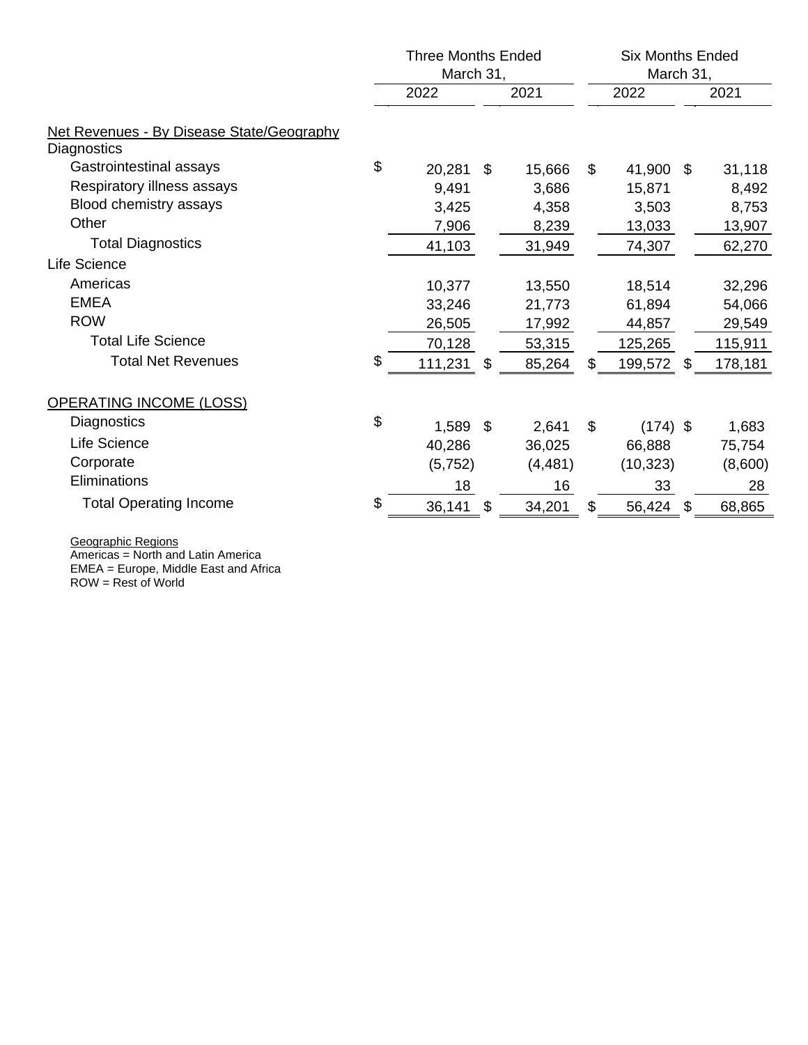| | Three Months Ended March 31, | | Six Months Ended March 31, | |
|---|---|---|---|---|
| | 2022 | 2021 | 2022 | 2021 |
| Net Revenues - By Disease State/Geography | | | | |
| Diagnostics | | | | |
| Gastrointestinal assays | $ 20,281 | $ 15,666 | $ 41,900 | $ 31,118 |
| Respiratory illness assays | 9,491 | 3,686 | 15,871 | 8,492 |
| Blood chemistry assays | 3,425 | 4,358 | 3,503 | 8,753 |
| Other | 7,906 | 8,239 | 13,033 | 13,907 |
| Total Diagnostics | 41,103 | 31,949 | 74,307 | 62,270 |
| Life Science | | | | |
| Americas | 10,377 | 13,550 | 18,514 | 32,296 |
| EMEA | 33,246 | 21,773 | 61,894 | 54,066 |
| ROW | 26,505 | 17,992 | 44,857 | 29,549 |
| Total Life Science | 70,128 | 53,315 | 125,265 | 115,911 |
| Total Net Revenues | $ 111,231 | $ 85,264 | $ 199,572 | $ 178,181 |
| OPERATING INCOME (LOSS) | | | | |
| Diagnostics | $ 1,589 | $ 2,641 | $ (174) | $ 1,683 |
| Life Science | 40,286 | 36,025 | 66,888 | 75,754 |
| Corporate | (5,752) | (4,481) | (10,323) | (8,600) |
| Eliminations | 18 | 16 | 33 | 28 |
| Total Operating Income | $ 36,141 | $ 34,201 | $ 56,424 | $ 68,865 |

Geographic Regions
Americas = North and Latin America
EMEA = Europe, Middle East and Africa
ROW = Rest of World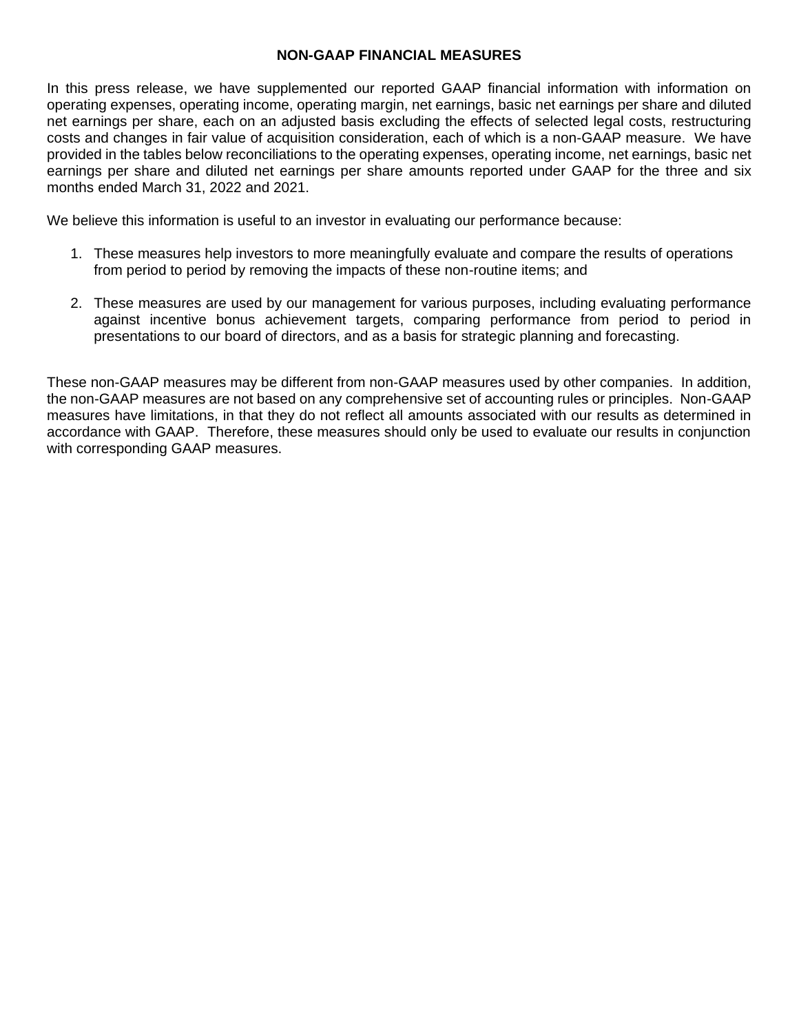## NON-GAAP FINANCIAL MEASURES

In this press release, we have supplemented our reported GAAP financial information with information on operating expenses, operating income, operating margin, net earnings, basic net earnings per share and diluted net earnings per share, each on an adjusted basis excluding the effects of selected legal costs, restructuring costs and changes in fair value of acquisition consideration, each of which is a non-GAAP measure. We have provided in the tables below reconciliations to the operating expenses, operating income, net earnings, basic net earnings per share and diluted net earnings per share amounts reported under GAAP for the three and six months ended March 31, 2022 and 2021.

We believe this information is useful to an investor in evaluating our performance because:

1. These measures help investors to more meaningfully evaluate and compare the results of operations from period to period by removing the impacts of these non-routine items; and
2. These measures are used by our management for various purposes, including evaluating performance against incentive bonus achievement targets, comparing performance from period to period in presentations to our board of directors, and as a basis for strategic planning and forecasting.

These non-GAAP measures may be different from non-GAAP measures used by other companies. In addition, the non-GAAP measures are not based on any comprehensive set of accounting rules or principles. Non-GAAP measures have limitations, in that they do not reflect all amounts associated with our results as determined in accordance with GAAP. Therefore, these measures should only be used to evaluate our results in conjunction with corresponding GAAP measures.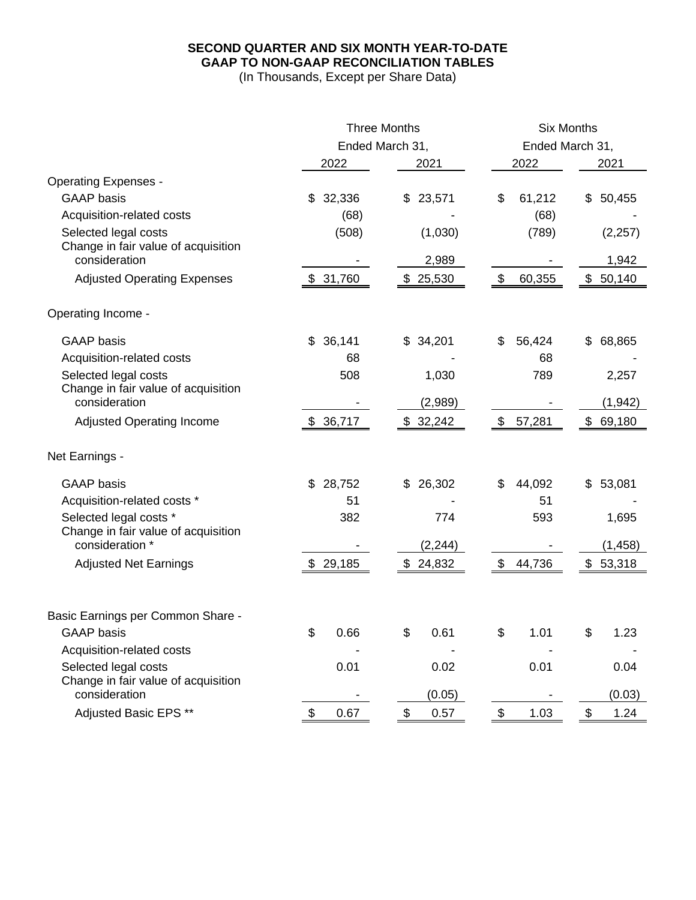**SECOND QUARTER AND SIX MONTH YEAR-TO-DATE**
**GAAP TO NON-GAAP RECONCILIATION TABLES**
(In Thousands, Except per Share Data)

| | Three Months Ended March 31, | | Six Months Ended March 31, | |
|---|---|---|---|---|
| | 2022 | 2021 | 2022 | 2021 |
| Operating Expenses - | | | | |
| GAAP basis | $ 32,336 | $ 23,571 | $ 61,212 | $ 50,455 |
| Acquisition-related costs | (68) | - | (68) | - |
| Selected legal costs | (508) | (1,030) | (789) | (2,257) |
| Change in fair value of acquisition consideration | - | 2,989 | - | 1,942 |
| Adjusted Operating Expenses | $ 31,760 | $ 25,530 | $ 60,355 | $ 50,140 |
| Operating Income - | | | | |
| GAAP basis | $ 36,141 | $ 34,201 | $ 56,424 | $ 68,865 |
| Acquisition-related costs | 68 | - | 68 | - |
| Selected legal costs | 508 | 1,030 | 789 | 2,257 |
| Change in fair value of acquisition consideration | - | (2,989) | - | (1,942) |
| Adjusted Operating Income | $ 36,717 | $ 32,242 | $ 57,281 | $ 69,180 |
| Net Earnings - | | | | |
| GAAP basis | $ 28,752 | $ 26,302 | $ 44,092 | $ 53,081 |
| Acquisition-related costs * | 51 | - | 51 | - |
| Selected legal costs * | 382 | 774 | 593 | 1,695 |
| Change in fair value of acquisition consideration * | - | (2,244) | - | (1,458) |
| Adjusted Net Earnings | $ 29,185 | $ 24,832 | $ 44,736 | $ 53,318 |
| Basic Earnings per Common Share - | | | | |
| GAAP basis | $ 0.66 | $ 0.61 | $ 1.01 | $ 1.23 |
| Acquisition-related costs | - | - | - | - |
| Selected legal costs | 0.01 | 0.02 | 0.01 | 0.04 |
| Change in fair value of acquisition consideration | - | (0.05) | - | (0.03) |
| Adjusted Basic EPS ** | $ 0.67 | $ 0.57 | $ 1.03 | $ 1.24 |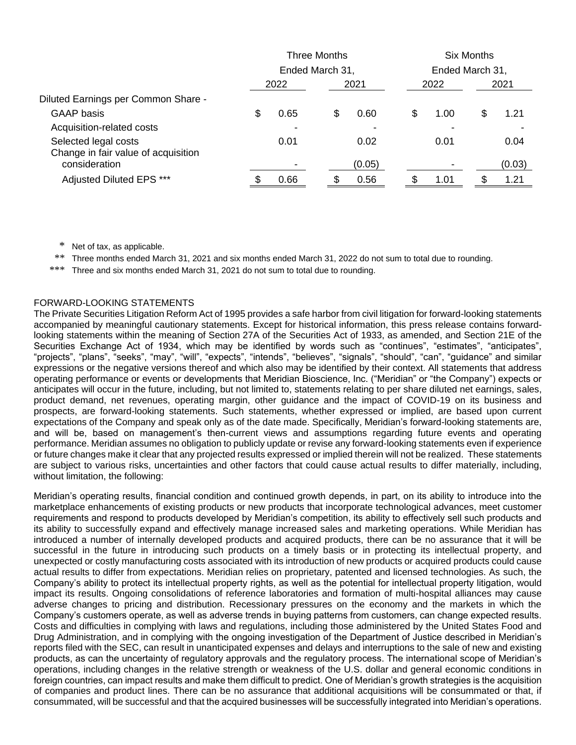| | Three Months Ended March 31, | | Six Months Ended March 31, | |
|---|---|---|---|---|
| | 2022 | 2021 | 2022 | 2021 |
| Diluted Earnings per Common Share - | | | | |
| GAAP basis | $ 0.65 | $ 0.60 | $ 1.00 | $ 1.21 |
| Acquisition-related costs | - | - | - | - |
| Selected legal costs | 0.01 | 0.02 | 0.01 | 0.04 |
| Change in fair value of acquisition consideration | - | (0.05) | - | (0.03) |
| Adjusted Diluted EPS *** | $ 0.66 | $ 0.56 | $ 1.01 | $ 1.21 |

\* Net of tax, as applicable.

** Three months ended March 31, 2021 and six months ended March 31, 2022 do not sum to total due to rounding.

*** Three and six months ended March 31, 2021 do not sum to total due to rounding.

FORWARD-LOOKING STATEMENTS

The Private Securities Litigation Reform Act of 1995 provides a safe harbor from civil litigation for forward-looking statements accompanied by meaningful cautionary statements. Except for historical information, this press release contains forward-looking statements within the meaning of Section 27A of the Securities Act of 1933, as amended, and Section 21E of the Securities Exchange Act of 1934, which may be identified by words such as "continues", "estimates", "anticipates", "projects", "plans", "seeks", "may", "will", "expects", "intends", "believes", "signals", "should", "can", "guidance" and similar expressions or the negative versions thereof and which also may be identified by their context. All statements that address operating performance or events or developments that Meridian Bioscience, Inc. ("Meridian" or "the Company") expects or anticipates will occur in the future, including, but not limited to, statements relating to per share diluted net earnings, sales, product demand, net revenues, operating margin, other guidance and the impact of COVID-19 on its business and prospects, are forward-looking statements. Such statements, whether expressed or implied, are based upon current expectations of the Company and speak only as of the date made. Specifically, Meridian's forward-looking statements are, and will be, based on management's then-current views and assumptions regarding future events and operating performance. Meridian assumes no obligation to publicly update or revise any forward-looking statements even if experience or future changes make it clear that any projected results expressed or implied therein will not be realized. These statements are subject to various risks, uncertainties and other factors that could cause actual results to differ materially, including, without limitation, the following:

Meridian's operating results, financial condition and continued growth depends, in part, on its ability to introduce into the marketplace enhancements of existing products or new products that incorporate technological advances, meet customer requirements and respond to products developed by Meridian's competition, its ability to effectively sell such products and its ability to successfully expand and effectively manage increased sales and marketing operations. While Meridian has introduced a number of internally developed products and acquired products, there can be no assurance that it will be successful in the future in introducing such products on a timely basis or in protecting its intellectual property, and unexpected or costly manufacturing costs associated with its introduction of new products or acquired products could cause actual results to differ from expectations. Meridian relies on proprietary, patented and licensed technologies. As such, the Company's ability to protect its intellectual property rights, as well as the potential for intellectual property litigation, would impact its results. Ongoing consolidations of reference laboratories and formation of multi-hospital alliances may cause adverse changes to pricing and distribution. Recessionary pressures on the economy and the markets in which the Company's customers operate, as well as adverse trends in buying patterns from customers, can change expected results. Costs and difficulties in complying with laws and regulations, including those administered by the United States Food and Drug Administration, and in complying with the ongoing investigation of the Department of Justice described in Meridian's reports filed with the SEC, can result in unanticipated expenses and delays and interruptions to the sale of new and existing products, as can the uncertainty of regulatory approvals and the regulatory process. The international scope of Meridian's operations, including changes in the relative strength or weakness of the U.S. dollar and general economic conditions in foreign countries, can impact results and make them difficult to predict. One of Meridian's growth strategies is the acquisition of companies and product lines. There can be no assurance that additional acquisitions will be consummated or that, if consummated, will be successful and that the acquired businesses will be successfully integrated into Meridian's operations.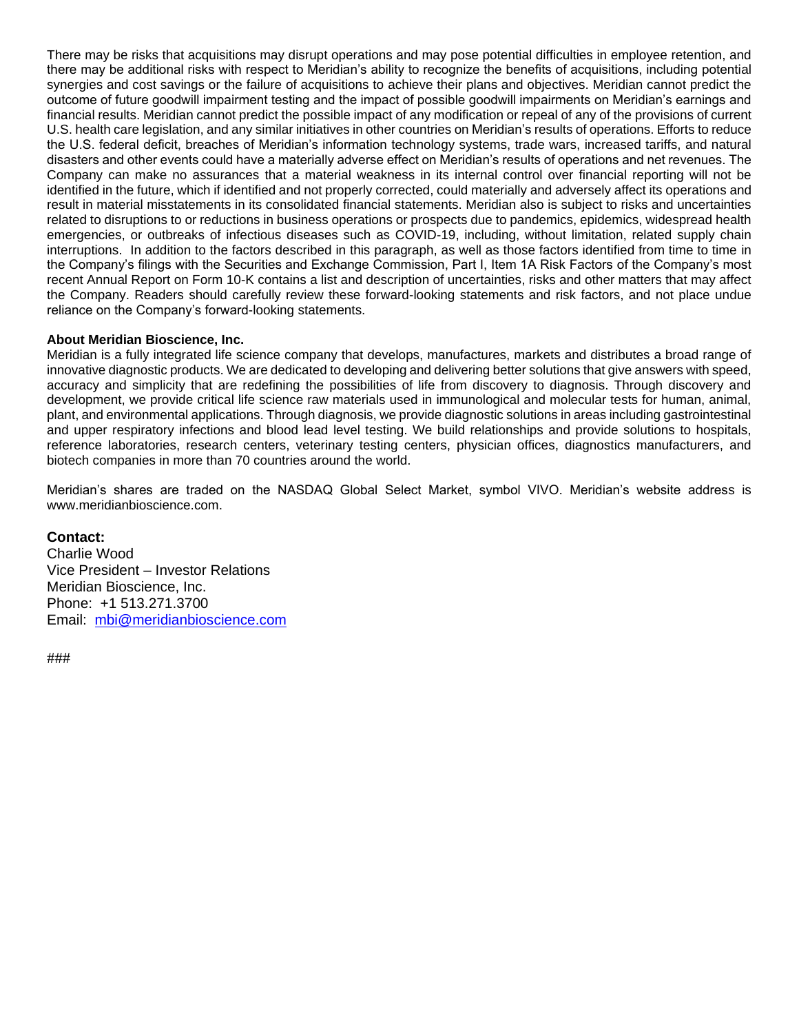There may be risks that acquisitions may disrupt operations and may pose potential difficulties in employee retention, and there may be additional risks with respect to Meridian's ability to recognize the benefits of acquisitions, including potential synergies and cost savings or the failure of acquisitions to achieve their plans and objectives. Meridian cannot predict the outcome of future goodwill impairment testing and the impact of possible goodwill impairments on Meridian's earnings and financial results. Meridian cannot predict the possible impact of any modification or repeal of any of the provisions of current U.S. health care legislation, and any similar initiatives in other countries on Meridian's results of operations. Efforts to reduce the U.S. federal deficit, breaches of Meridian's information technology systems, trade wars, increased tariffs, and natural disasters and other events could have a materially adverse effect on Meridian's results of operations and net revenues. The Company can make no assurances that a material weakness in its internal control over financial reporting will not be identified in the future, which if identified and not properly corrected, could materially and adversely affect its operations and result in material misstatements in its consolidated financial statements. Meridian also is subject to risks and uncertainties related to disruptions to or reductions in business operations or prospects due to pandemics, epidemics, widespread health emergencies, or outbreaks of infectious diseases such as COVID-19, including, without limitation, related supply chain interruptions. In addition to the factors described in this paragraph, as well as those factors identified from time to time in the Company's filings with the Securities and Exchange Commission, Part I, Item 1A Risk Factors of the Company's most recent Annual Report on Form 10-K contains a list and description of uncertainties, risks and other matters that may affect the Company. Readers should carefully review these forward-looking statements and risk factors, and not place undue reliance on the Company's forward-looking statements.

**About Meridian Bioscience, Inc.**

Meridian is a fully integrated life science company that develops, manufactures, markets and distributes a broad range of innovative diagnostic products. We are dedicated to developing and delivering better solutions that give answers with speed, accuracy and simplicity that are redefining the possibilities of life from discovery to diagnosis. Through discovery and development, we provide critical life science raw materials used in immunological and molecular tests for human, animal, plant, and environmental applications. Through diagnosis, we provide diagnostic solutions in areas including gastrointestinal and upper respiratory infections and blood lead level testing. We build relationships and provide solutions to hospitals, reference laboratories, research centers, veterinary testing centers, physician offices, diagnostics manufacturers, and biotech companies in more than 70 countries around the world.

Meridian's shares are traded on the NASDAQ Global Select Market, symbol VIVO. Meridian's website address is www.meridianbioscience.com.

**Contact:**

Charlie Wood
Vice President – Investor Relations
Meridian Bioscience, Inc.
Phone: +1 513.271.3700
Email: mbi@meridianbioscience.com

###